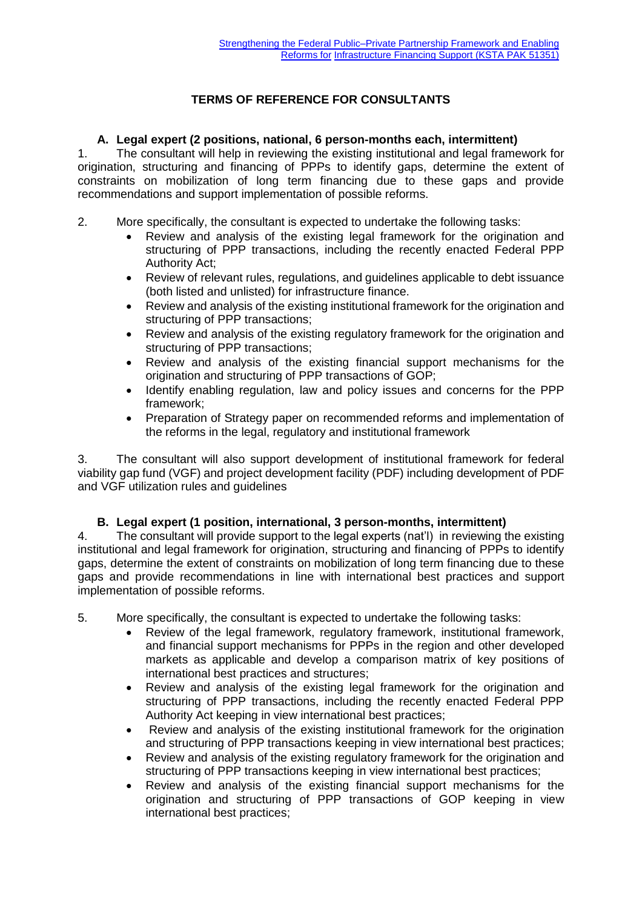# TERMS OF REFERENCE FOR CONSULTANTS

## A. Legal expert (2 positions, national, 6 person-months each, intermittent)

1. The consultant will help in reviewing the existing institutional and legal framework for origination, structuring and financing of PPPs to identify gaps, determine the extent of constraints on mobilization of long term financing due to these gaps and provide recommendations and support implementation of possible reforms.

2. More specifically, the consultant is expected to undertake the following tasks:
   - Review and analysis of the existing legal framework for the origination and structuring of PPP transactions, including the recently enacted Federal PPP Authority Act;
   - Review of relevant rules, regulations, and guidelines applicable to debt issuance (both listed and unlisted) for infrastructure finance.
   - Review and analysis of the existing institutional framework for the origination and structuring of PPP transactions;
   - Review and analysis of the existing regulatory framework for the origination and structuring of PPP transactions;
   - Review and analysis of the existing financial support mechanisms for the origination and structuring of PPP transactions of GOP;
   - Identify enabling regulation, law and policy issues and concerns for the PPP framework;
   - Preparation of Strategy paper on recommended reforms and implementation of the reforms in the legal, regulatory and institutional framework

3. The consultant will also support development of institutional framework for federal viability gap fund (VGF) and project development facility (PDF) including development of PDF and VGF utilization rules and guidelines

## B. Legal expert (1 position, international, 3 person-months, intermittent)

4. The consultant will provide support to the legal experts (nat'l) in reviewing the existing institutional and legal framework for origination, structuring and financing of PPPs to identify gaps, determine the extent of constraints on mobilization of long term financing due to these gaps and provide recommendations in line with international best practices and support implementation of possible reforms.

5. More specifically, the consultant is expected to undertake the following tasks:
   - Review of the legal framework, regulatory framework, institutional framework, and financial support mechanisms for PPPs in the region and other developed markets as applicable and develop a comparison matrix of key positions of international best practices and structures;
   - Review and analysis of the existing legal framework for the origination and structuring of PPP transactions, including the recently enacted Federal PPP Authority Act keeping in view international best practices;
   - Review and analysis of the existing institutional framework for the origination and structuring of PPP transactions keeping in view international best practices;
   - Review and analysis of the existing regulatory framework for the origination and structuring of PPP transactions keeping in view international best practices;
   - Review and analysis of the existing financial support mechanisms for the origination and structuring of PPP transactions of GOP keeping in view international best practices;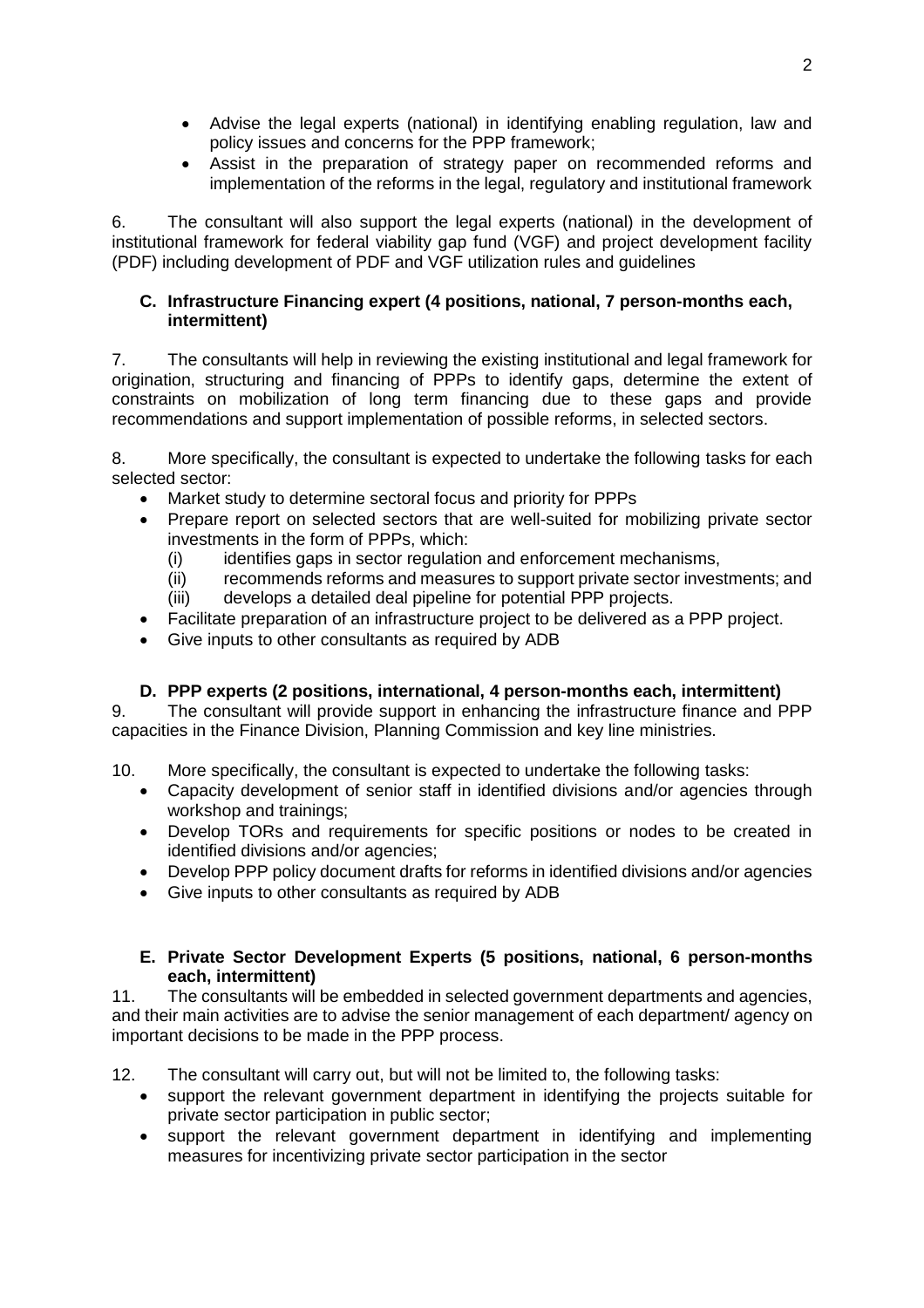- Advise the legal experts (national) in identifying enabling regulation, law and policy issues and concerns for the PPP framework;
- Assist in the preparation of strategy paper on recommended reforms and implementation of the reforms in the legal, regulatory and institutional framework

6. The consultant will also support the legal experts (national) in the development of institutional framework for federal viability gap fund (VGF) and project development facility (PDF) including development of PDF and VGF utilization rules and guidelines

### C. Infrastructure Financing expert (4 positions, national, 7 person-months each, intermittent)

7. The consultants will help in reviewing the existing institutional and legal framework for origination, structuring and financing of PPPs to identify gaps, determine the extent of constraints on mobilization of long term financing due to these gaps and provide recommendations and support implementation of possible reforms, in selected sectors.

8. More specifically, the consultant is expected to undertake the following tasks for each selected sector:

- Market study to determine sectoral focus and priority for PPPs
- Prepare report on selected sectors that are well-suited for mobilizing private sector investments in the form of PPPs, which:
  - (i) identifies gaps in sector regulation and enforcement mechanisms,
  - (ii) recommends reforms and measures to support private sector investments; and
  - (iii) develops a detailed deal pipeline for potential PPP projects.
- Facilitate preparation of an infrastructure project to be delivered as a PPP project.
- Give inputs to other consultants as required by ADB

### D. PPP experts (2 positions, international, 4 person-months each, intermittent)

9. The consultant will provide support in enhancing the infrastructure finance and PPP capacities in the Finance Division, Planning Commission and key line ministries.

10. More specifically, the consultant is expected to undertake the following tasks:

- Capacity development of senior staff in identified divisions and/or agencies through workshop and trainings;
- Develop TORs and requirements for specific positions or nodes to be created in identified divisions and/or agencies;
- Develop PPP policy document drafts for reforms in identified divisions and/or agencies
- Give inputs to other consultants as required by ADB

### E. Private Sector Development Experts (5 positions, national, 6 person-months each, intermittent)

11. The consultants will be embedded in selected government departments and agencies, and their main activities are to advise the senior management of each department/ agency on important decisions to be made in the PPP process.

12. The consultant will carry out, but will not be limited to, the following tasks:

- support the relevant government department in identifying the projects suitable for private sector participation in public sector;
- support the relevant government department in identifying and implementing measures for incentivizing private sector participation in the sector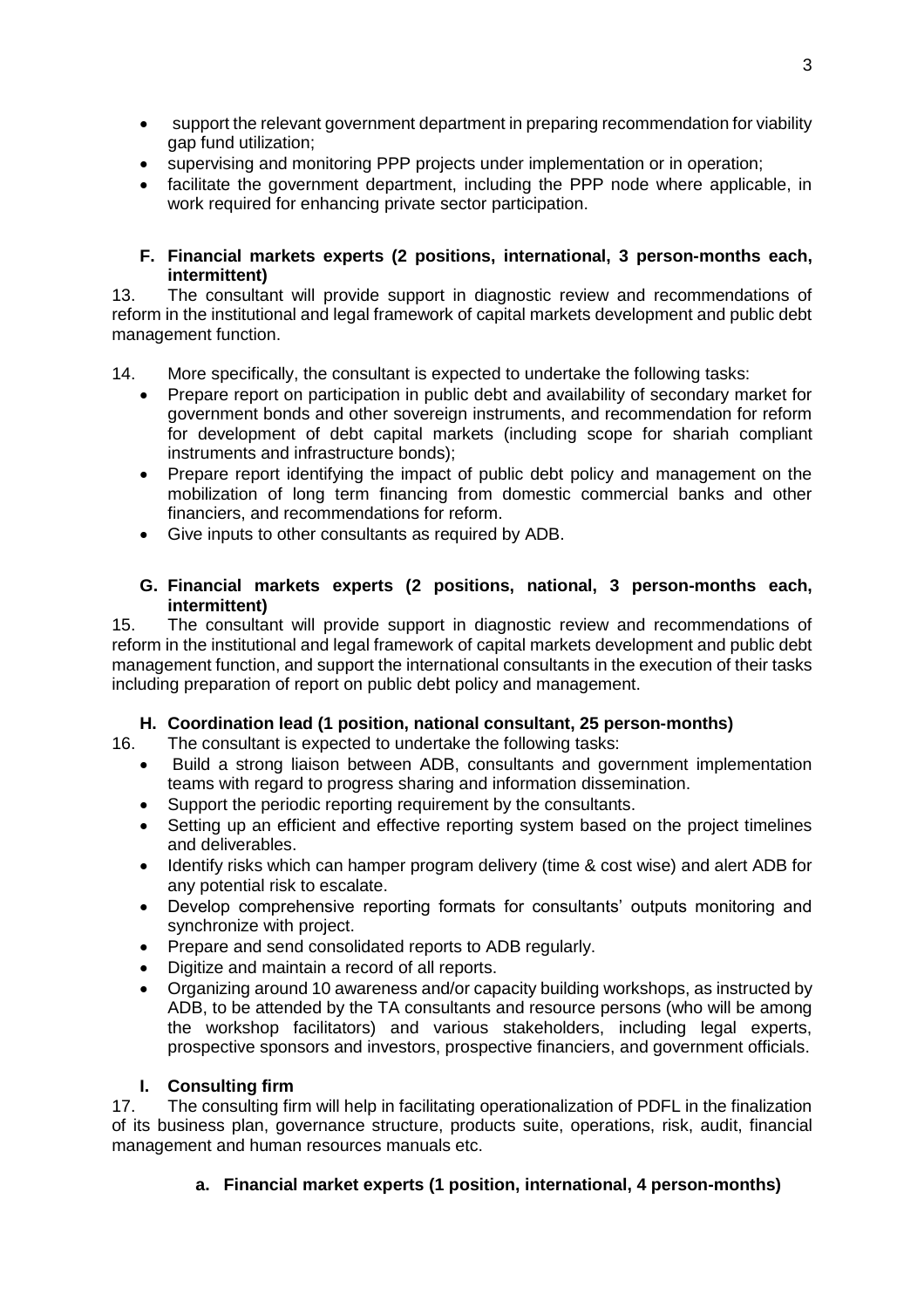- support the relevant government department in preparing recommendation for viability gap fund utilization;
- supervising and monitoring PPP projects under implementation or in operation;
- facilitate the government department, including the PPP node where applicable, in work required for enhancing private sector participation.

### F. Financial markets experts (2 positions, international, 3 person-months each, intermittent)

13. The consultant will provide support in diagnostic review and recommendations of reform in the institutional and legal framework of capital markets development and public debt management function.

14. More specifically, the consultant is expected to undertake the following tasks:
   - Prepare report on participation in public debt and availability of secondary market for government bonds and other sovereign instruments, and recommendation for reform for development of debt capital markets (including scope for shariah compliant instruments and infrastructure bonds);
   - Prepare report identifying the impact of public debt policy and management on the mobilization of long term financing from domestic commercial banks and other financiers, and recommendations for reform.
   - Give inputs to other consultants as required by ADB.

### G. Financial markets experts (2 positions, national, 3 person-months each, intermittent)

15. The consultant will provide support in diagnostic review and recommendations of reform in the institutional and legal framework of capital markets development and public debt management function, and support the international consultants in the execution of their tasks including preparation of report on public debt policy and management.

### H. Coordination lead (1 position, national consultant, 25 person-months)

16. The consultant is expected to undertake the following tasks:
   - Build a strong liaison between ADB, consultants and government implementation teams with regard to progress sharing and information dissemination.
   - Support the periodic reporting requirement by the consultants.
   - Setting up an efficient and effective reporting system based on the project timelines and deliverables.
   - Identify risks which can hamper program delivery (time & cost wise) and alert ADB for any potential risk to escalate.
   - Develop comprehensive reporting formats for consultants' outputs monitoring and synchronize with project.
   - Prepare and send consolidated reports to ADB regularly.
   - Digitize and maintain a record of all reports.
   - Organizing around 10 awareness and/or capacity building workshops, as instructed by ADB, to be attended by the TA consultants and resource persons (who will be among the workshop facilitators) and various stakeholders, including legal experts, prospective sponsors and investors, prospective financiers, and government officials.

### I. Consulting firm

17. The consulting firm will help in facilitating operationalization of PDFL in the finalization of its business plan, governance structure, products suite, operations, risk, audit, financial management and human resources manuals etc.

#### a. Financial market experts (1 position, international, 4 person-months)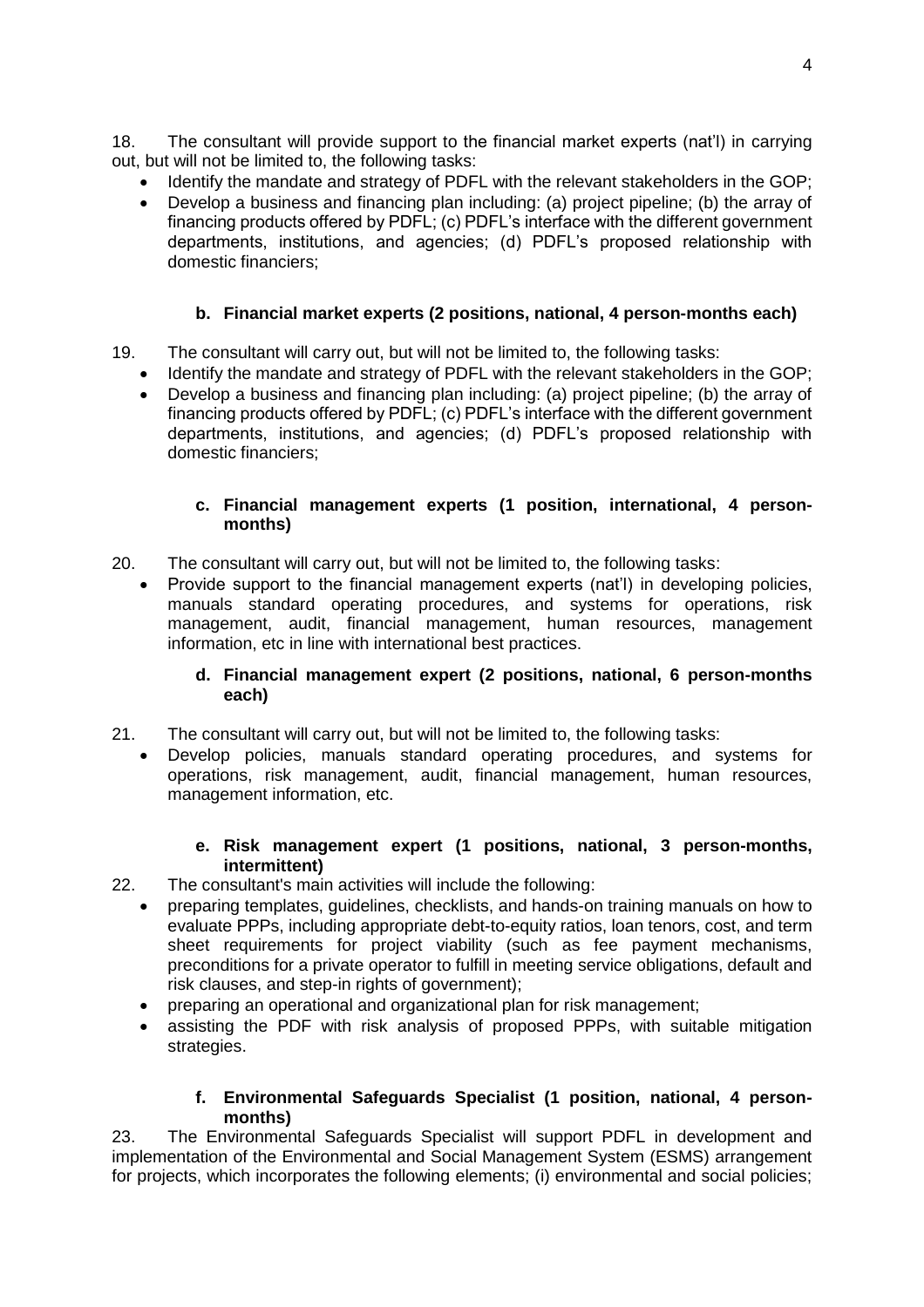18. The consultant will provide support to the financial market experts (nat'l) in carrying out, but will not be limited to, the following tasks:

- Identify the mandate and strategy of PDFL with the relevant stakeholders in the GOP;
- Develop a business and financing plan including: (a) project pipeline; (b) the array of financing products offered by PDFL; (c) PDFL's interface with the different government departments, institutions, and agencies; (d) PDFL's proposed relationship with domestic financiers;

#### b. Financial market experts (2 positions, national, 4 person-months each)

19. The consultant will carry out, but will not be limited to, the following tasks:

- Identify the mandate and strategy of PDFL with the relevant stakeholders in the GOP;
- Develop a business and financing plan including: (a) project pipeline; (b) the array of financing products offered by PDFL; (c) PDFL's interface with the different government departments, institutions, and agencies; (d) PDFL's proposed relationship with domestic financiers;

#### c. Financial management experts (1 position, international, 4 person-months)

20. The consultant will carry out, but will not be limited to, the following tasks:

- Provide support to the financial management experts (nat'l) in developing policies, manuals standard operating procedures, and systems for operations, risk management, audit, financial management, human resources, management information, etc in line with international best practices.

#### d. Financial management expert (2 positions, national, 6 person-months each)

21. The consultant will carry out, but will not be limited to, the following tasks:

- Develop policies, manuals standard operating procedures, and systems for operations, risk management, audit, financial management, human resources, management information, etc.

#### e. Risk management expert (1 positions, national, 3 person-months, intermittent)

22. The consultant's main activities will include the following:

- preparing templates, guidelines, checklists, and hands-on training manuals on how to evaluate PPPs, including appropriate debt-to-equity ratios, loan tenors, cost, and term sheet requirements for project viability (such as fee payment mechanisms, preconditions for a private operator to fulfill in meeting service obligations, default and risk clauses, and step-in rights of government);
- preparing an operational and organizational plan for risk management;
- assisting the PDF with risk analysis of proposed PPPs, with suitable mitigation strategies.

#### f. Environmental Safeguards Specialist (1 position, national, 4 person-months)

23. The Environmental Safeguards Specialist will support PDFL in development and implementation of the Environmental and Social Management System (ESMS) arrangement for projects, which incorporates the following elements; (i) environmental and social policies;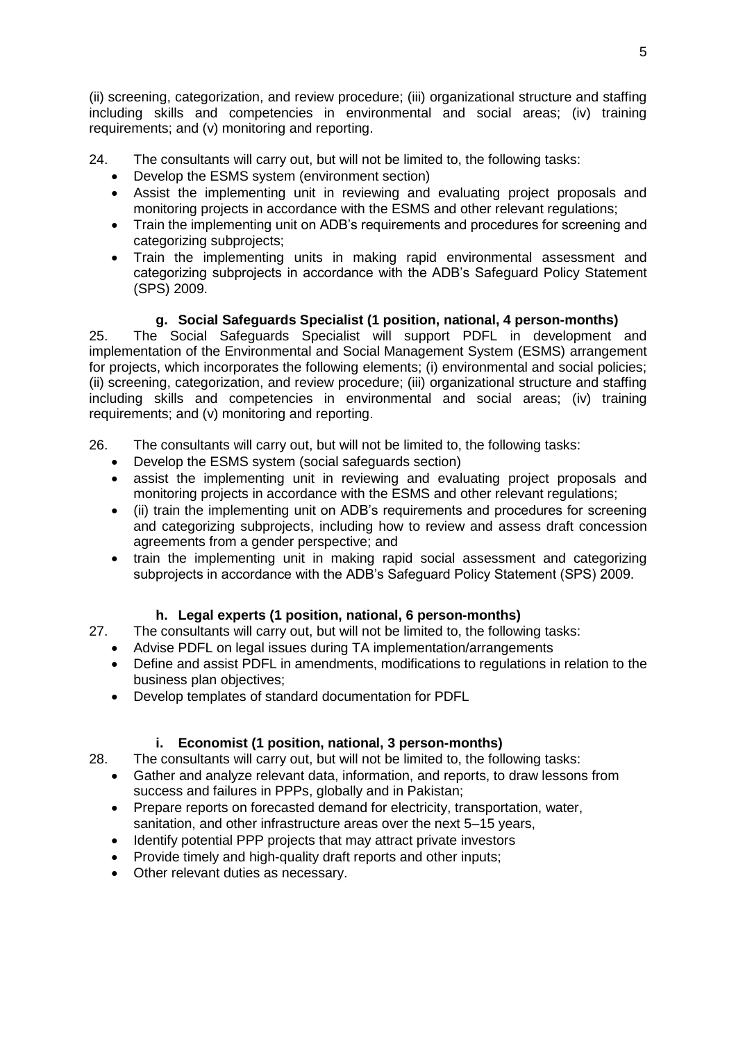(ii) screening, categorization, and review procedure; (iii) organizational structure and staffing including skills and competencies in environmental and social areas; (iv) training requirements; and (v) monitoring and reporting.

24. The consultants will carry out, but will not be limited to, the following tasks:

- Develop the ESMS system (environment section)
- Assist the implementing unit in reviewing and evaluating project proposals and monitoring projects in accordance with the ESMS and other relevant regulations;
- Train the implementing unit on ADB's requirements and procedures for screening and categorizing subprojects;
- Train the implementing units in making rapid environmental assessment and categorizing subprojects in accordance with the ADB's Safeguard Policy Statement (SPS) 2009.

#### g. Social Safeguards Specialist (1 position, national, 4 person-months)

25. The Social Safeguards Specialist will support PDFL in development and implementation of the Environmental and Social Management System (ESMS) arrangement for projects, which incorporates the following elements; (i) environmental and social policies; (ii) screening, categorization, and review procedure; (iii) organizational structure and staffing including skills and competencies in environmental and social areas; (iv) training requirements; and (v) monitoring and reporting.

26. The consultants will carry out, but will not be limited to, the following tasks:

- Develop the ESMS system (social safeguards section)
- assist the implementing unit in reviewing and evaluating project proposals and monitoring projects in accordance with the ESMS and other relevant regulations;
- (ii) train the implementing unit on ADB's requirements and procedures for screening and categorizing subprojects, including how to review and assess draft concession agreements from a gender perspective; and
- train the implementing unit in making rapid social assessment and categorizing subprojects in accordance with the ADB's Safeguard Policy Statement (SPS) 2009.

#### h. Legal experts (1 position, national, 6 person-months)

27. The consultants will carry out, but will not be limited to, the following tasks:

- Advise PDFL on legal issues during TA implementation/arrangements
- Define and assist PDFL in amendments, modifications to regulations in relation to the business plan objectives;
- Develop templates of standard documentation for PDFL

#### i. Economist (1 position, national, 3 person-months)

28. The consultants will carry out, but will not be limited to, the following tasks:

- Gather and analyze relevant data, information, and reports, to draw lessons from success and failures in PPPs, globally and in Pakistan;
- Prepare reports on forecasted demand for electricity, transportation, water, sanitation, and other infrastructure areas over the next 5–15 years,
- Identify potential PPP projects that may attract private investors
- Provide timely and high-quality draft reports and other inputs;
- Other relevant duties as necessary.